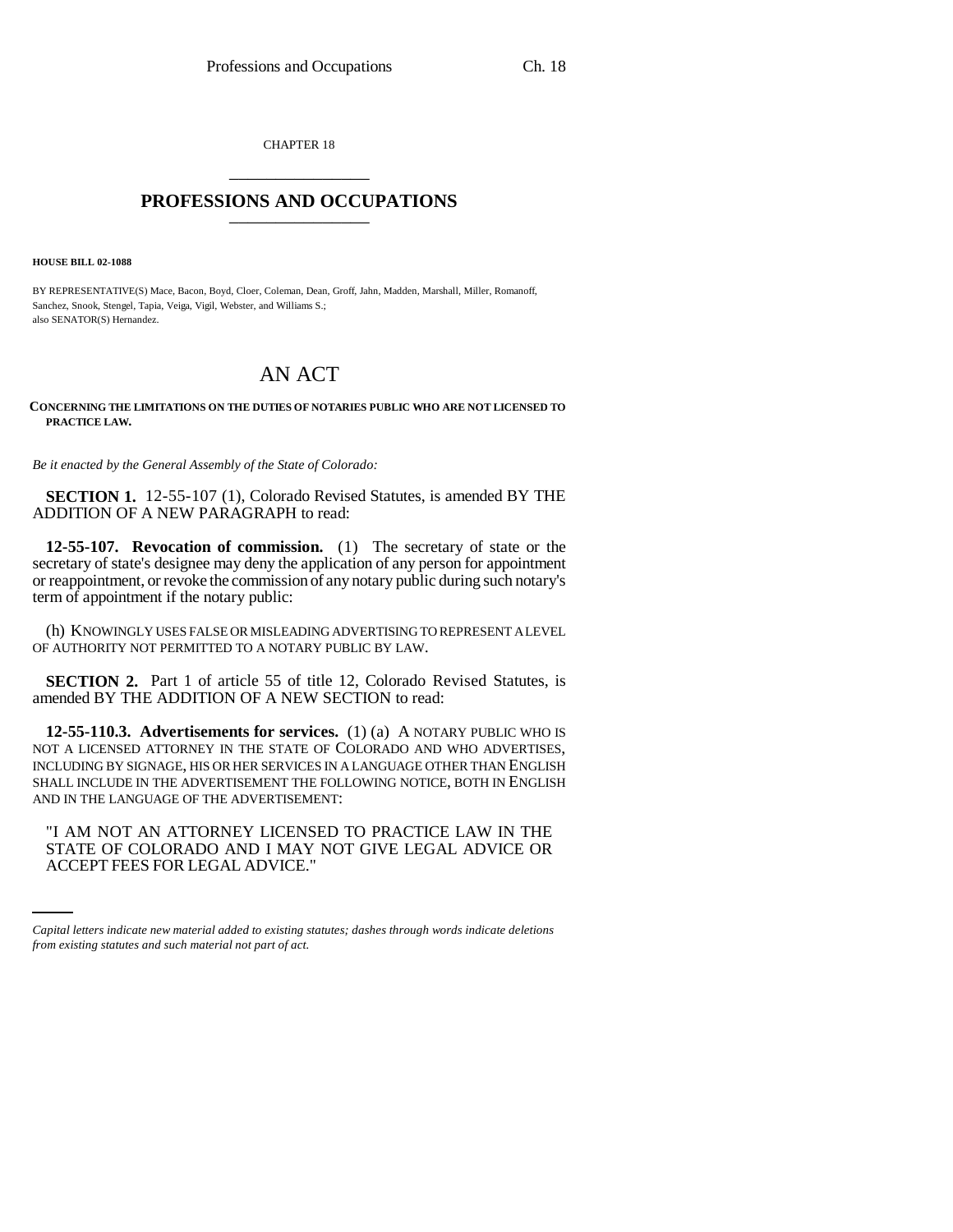CHAPTER 18

# PROFESSIONS AND OCCUPATIONS

**HOUSE BILL 02-1088**

BY REPRESENTATIVE(S) Mace, Bacon, Boyd, Cloer, Coleman, Dean, Groff, Jahn, Madden, Marshall, Miller, Romanoff, Sanchez, Snook, Stengel, Tapia, Veiga, Vigil, Webster, and Williams S.;
also SENATOR(S) Hernandez.

## AN ACT

**CONCERNING THE LIMITATIONS ON THE DUTIES OF NOTARIES PUBLIC WHO ARE NOT LICENSED TO PRACTICE LAW.**

*Be it enacted by the General Assembly of the State of Colorado:*

**SECTION 1.** 12-55-107 (1), Colorado Revised Statutes, is amended BY THE ADDITION OF A NEW PARAGRAPH to read:

**12-55-107. Revocation of commission.** (1) The secretary of state or the secretary of state's designee may deny the application of any person for appointment or reappointment, or revoke the commission of any notary public during such notary's term of appointment if the notary public:

(h) KNOWINGLY USES FALSE OR MISLEADING ADVERTISING TO REPRESENT A LEVEL OF AUTHORITY NOT PERMITTED TO A NOTARY PUBLIC BY LAW.

**SECTION 2.** Part 1 of article 55 of title 12, Colorado Revised Statutes, is amended BY THE ADDITION OF A NEW SECTION to read:

**12-55-110.3. Advertisements for services.** (1) (a) A NOTARY PUBLIC WHO IS NOT A LICENSED ATTORNEY IN THE STATE OF COLORADO AND WHO ADVERTISES, INCLUDING BY SIGNAGE, HIS OR HER SERVICES IN A LANGUAGE OTHER THAN ENGLISH SHALL INCLUDE IN THE ADVERTISEMENT THE FOLLOWING NOTICE, BOTH IN ENGLISH AND IN THE LANGUAGE OF THE ADVERTISEMENT:

"I AM NOT AN ATTORNEY LICENSED TO PRACTICE LAW IN THE STATE OF COLORADO AND I MAY NOT GIVE LEGAL ADVICE OR ACCEPT FEES FOR LEGAL ADVICE."

*Capital letters indicate new material added to existing statutes; dashes through words indicate deletions from existing statutes and such material not part of act.*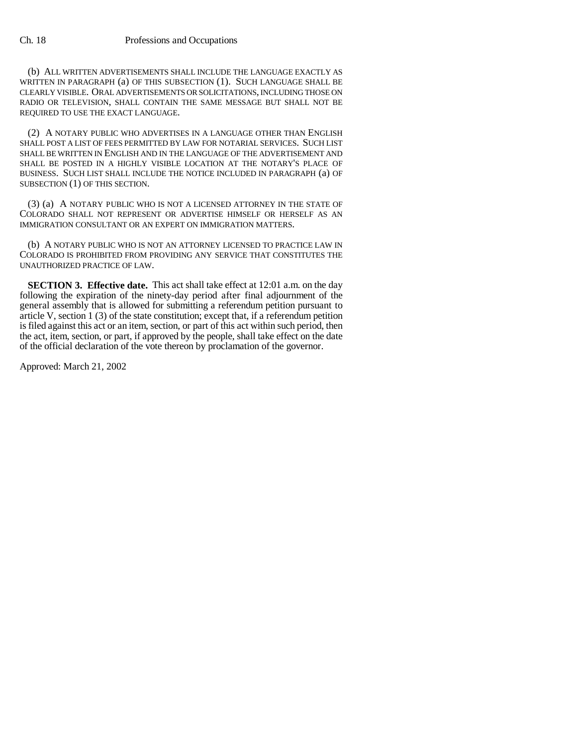(b) ALL WRITTEN ADVERTISEMENTS SHALL INCLUDE THE LANGUAGE EXACTLY AS WRITTEN IN PARAGRAPH (a) OF THIS SUBSECTION (1). SUCH LANGUAGE SHALL BE CLEARLY VISIBLE. ORAL ADVERTISEMENTS OR SOLICITATIONS, INCLUDING THOSE ON RADIO OR TELEVISION, SHALL CONTAIN THE SAME MESSAGE BUT SHALL NOT BE REQUIRED TO USE THE EXACT LANGUAGE.

(2) A NOTARY PUBLIC WHO ADVERTISES IN A LANGUAGE OTHER THAN ENGLISH SHALL POST A LIST OF FEES PERMITTED BY LAW FOR NOTARIAL SERVICES. SUCH LIST SHALL BE WRITTEN IN ENGLISH AND IN THE LANGUAGE OF THE ADVERTISEMENT AND SHALL BE POSTED IN A HIGHLY VISIBLE LOCATION AT THE NOTARY'S PLACE OF BUSINESS. SUCH LIST SHALL INCLUDE THE NOTICE INCLUDED IN PARAGRAPH (a) OF SUBSECTION (1) OF THIS SECTION.

(3) (a) A NOTARY PUBLIC WHO IS NOT A LICENSED ATTORNEY IN THE STATE OF COLORADO SHALL NOT REPRESENT OR ADVERTISE HIMSELF OR HERSELF AS AN IMMIGRATION CONSULTANT OR AN EXPERT ON IMMIGRATION MATTERS.

(b) A NOTARY PUBLIC WHO IS NOT AN ATTORNEY LICENSED TO PRACTICE LAW IN COLORADO IS PROHIBITED FROM PROVIDING ANY SERVICE THAT CONSTITUTES THE UNAUTHORIZED PRACTICE OF LAW.

**SECTION 3. Effective date.** This act shall take effect at 12:01 a.m. on the day following the expiration of the ninety-day period after final adjournment of the general assembly that is allowed for submitting a referendum petition pursuant to article V, section 1 (3) of the state constitution; except that, if a referendum petition is filed against this act or an item, section, or part of this act within such period, then the act, item, section, or part, if approved by the people, shall take effect on the date of the official declaration of the vote thereon by proclamation of the governor.

Approved: March 21, 2002